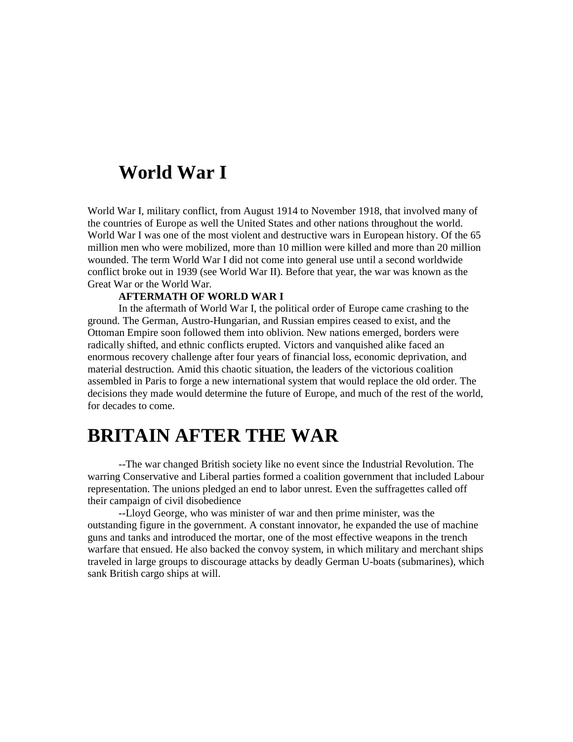# World War I

World War I, military conflict, from August 1914 to November 1918, that involved many of the countries of Europe as well the United States and other nations throughout the world. World War I was one of the most violent and destructive wars in European history. Of the 65 million men who were mobilized, more than 10 million were killed and more than 20 million wounded. The term World War I did not come into general use until a second worldwide conflict broke out in 1939 (see World War II). Before that year, the war was known as the Great War or the World War.

**AFTERMATH OF WORLD WAR I**

In the aftermath of World War I, the political order of Europe came crashing to the ground. The German, Austro-Hungarian, and Russian empires ceased to exist, and the Ottoman Empire soon followed them into oblivion. New nations emerged, borders were radically shifted, and ethnic conflicts erupted. Victors and vanquished alike faced an enormous recovery challenge after four years of financial loss, economic deprivation, and material destruction. Amid this chaotic situation, the leaders of the victorious coalition assembled in Paris to forge a new international system that would replace the old order. The decisions they made would determine the future of Europe, and much of the rest of the world, for decades to come.

# BRITAIN AFTER THE WAR

--The war changed British society like no event since the Industrial Revolution. The warring Conservative and Liberal parties formed a coalition government that included Labour representation. The unions pledged an end to labor unrest. Even the suffragettes called off their campaign of civil disobedience

--Lloyd George, who was minister of war and then prime minister, was the outstanding figure in the government. A constant innovator, he expanded the use of machine guns and tanks and introduced the mortar, one of the most effective weapons in the trench warfare that ensued. He also backed the convoy system, in which military and merchant ships traveled in large groups to discourage attacks by deadly German U-boats (submarines), which sank British cargo ships at will.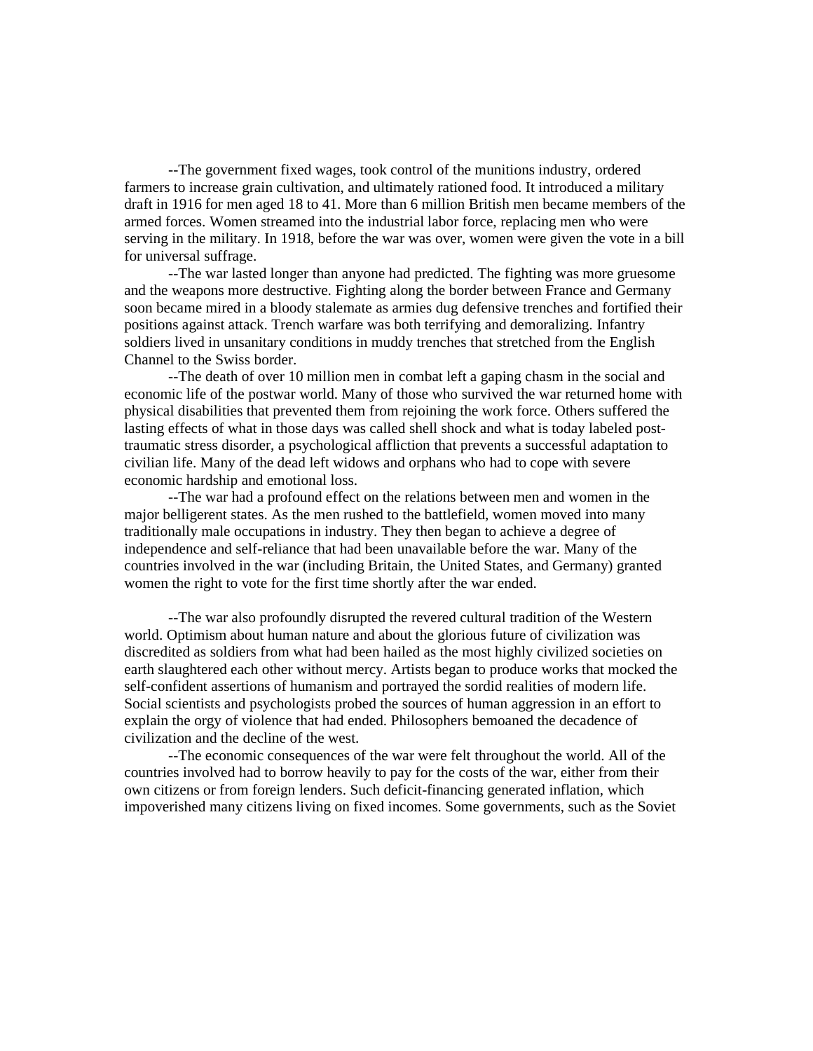--The government fixed wages, took control of the munitions industry, ordered farmers to increase grain cultivation, and ultimately rationed food. It introduced a military draft in 1916 for men aged 18 to 41. More than 6 million British men became members of the armed forces. Women streamed into the industrial labor force, replacing men who were serving in the military. In 1918, before the war was over, women were given the vote in a bill for universal suffrage.

--The war lasted longer than anyone had predicted. The fighting was more gruesome and the weapons more destructive. Fighting along the border between France and Germany soon became mired in a bloody stalemate as armies dug defensive trenches and fortified their positions against attack. Trench warfare was both terrifying and demoralizing. Infantry soldiers lived in unsanitary conditions in muddy trenches that stretched from the English Channel to the Swiss border.

--The death of over 10 million men in combat left a gaping chasm in the social and economic life of the postwar world. Many of those who survived the war returned home with physical disabilities that prevented them from rejoining the work force. Others suffered the lasting effects of what in those days was called shell shock and what is today labeled post-traumatic stress disorder, a psychological affliction that prevents a successful adaptation to civilian life. Many of the dead left widows and orphans who had to cope with severe economic hardship and emotional loss.

--The war had a profound effect on the relations between men and women in the major belligerent states. As the men rushed to the battlefield, women moved into many traditionally male occupations in industry. They then began to achieve a degree of independence and self-reliance that had been unavailable before the war. Many of the countries involved in the war (including Britain, the United States, and Germany) granted women the right to vote for the first time shortly after the war ended.

--The war also profoundly disrupted the revered cultural tradition of the Western world. Optimism about human nature and about the glorious future of civilization was discredited as soldiers from what had been hailed as the most highly civilized societies on earth slaughtered each other without mercy. Artists began to produce works that mocked the self-confident assertions of humanism and portrayed the sordid realities of modern life. Social scientists and psychologists probed the sources of human aggression in an effort to explain the orgy of violence that had ended. Philosophers bemoaned the decadence of civilization and the decline of the west.

--The economic consequences of the war were felt throughout the world. All of the countries involved had to borrow heavily to pay for the costs of the war, either from their own citizens or from foreign lenders. Such deficit-financing generated inflation, which impoverished many citizens living on fixed incomes. Some governments, such as the Soviet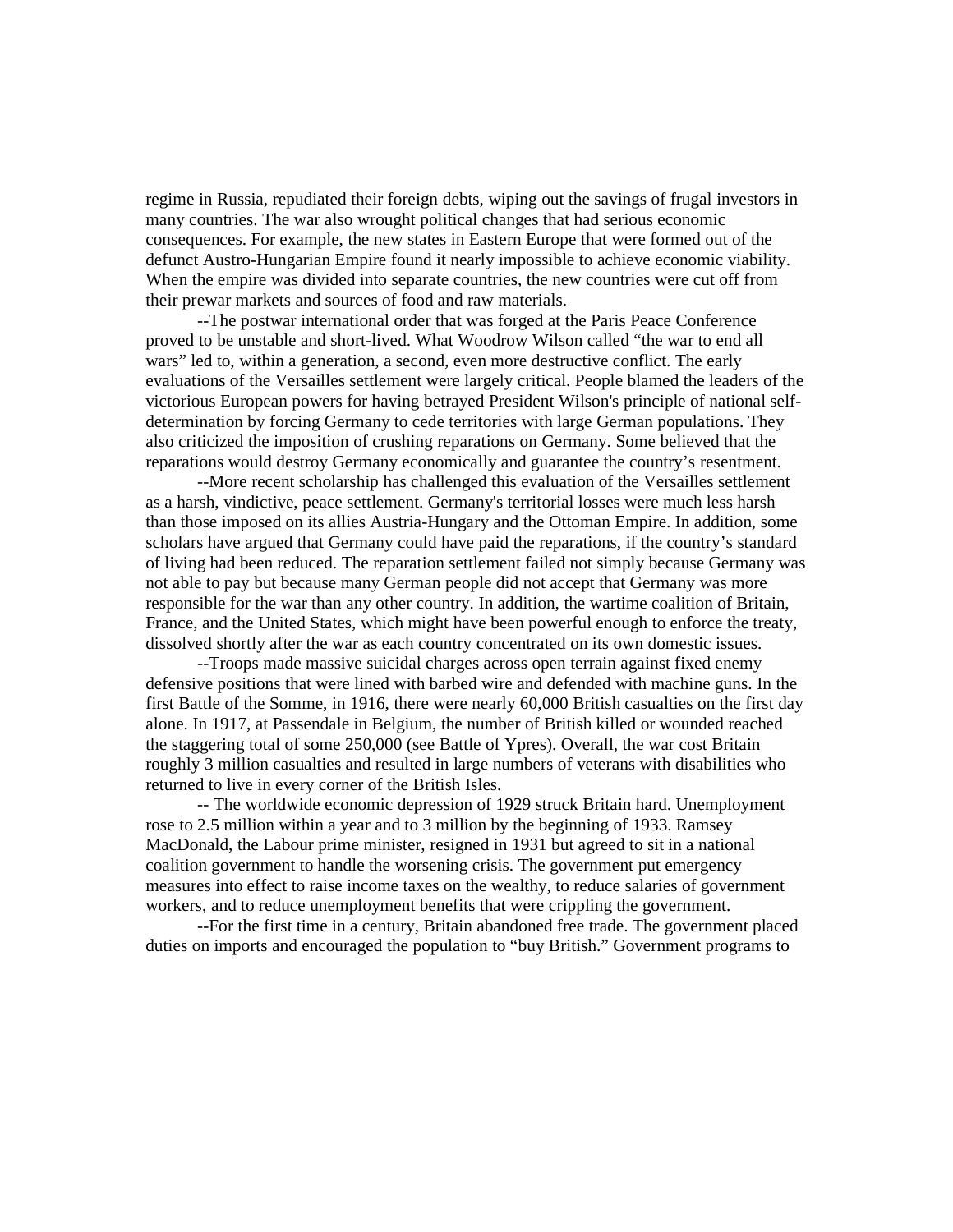regime in Russia, repudiated their foreign debts, wiping out the savings of frugal investors in many countries. The war also wrought political changes that had serious economic consequences. For example, the new states in Eastern Europe that were formed out of the defunct Austro-Hungarian Empire found it nearly impossible to achieve economic viability. When the empire was divided into separate countries, the new countries were cut off from their prewar markets and sources of food and raw materials.

--The postwar international order that was forged at the Paris Peace Conference proved to be unstable and short-lived. What Woodrow Wilson called "the war to end all wars" led to, within a generation, a second, even more destructive conflict. The early evaluations of the Versailles settlement were largely critical. People blamed the leaders of the victorious European powers for having betrayed President Wilson's principle of national self-determination by forcing Germany to cede territories with large German populations. They also criticized the imposition of crushing reparations on Germany. Some believed that the reparations would destroy Germany economically and guarantee the country's resentment.

--More recent scholarship has challenged this evaluation of the Versailles settlement as a harsh, vindictive, peace settlement. Germany's territorial losses were much less harsh than those imposed on its allies Austria-Hungary and the Ottoman Empire. In addition, some scholars have argued that Germany could have paid the reparations, if the country's standard of living had been reduced. The reparation settlement failed not simply because Germany was not able to pay but because many German people did not accept that Germany was more responsible for the war than any other country. In addition, the wartime coalition of Britain, France, and the United States, which might have been powerful enough to enforce the treaty, dissolved shortly after the war as each country concentrated on its own domestic issues.

--Troops made massive suicidal charges across open terrain against fixed enemy defensive positions that were lined with barbed wire and defended with machine guns. In the first Battle of the Somme, in 1916, there were nearly 60,000 British casualties on the first day alone. In 1917, at Passendale in Belgium, the number of British killed or wounded reached the staggering total of some 250,000 (see Battle of Ypres). Overall, the war cost Britain roughly 3 million casualties and resulted in large numbers of veterans with disabilities who returned to live in every corner of the British Isles.

-- The worldwide economic depression of 1929 struck Britain hard. Unemployment rose to 2.5 million within a year and to 3 million by the beginning of 1933. Ramsey MacDonald, the Labour prime minister, resigned in 1931 but agreed to sit in a national coalition government to handle the worsening crisis. The government put emergency measures into effect to raise income taxes on the wealthy, to reduce salaries of government workers, and to reduce unemployment benefits that were crippling the government.

--For the first time in a century, Britain abandoned free trade. The government placed duties on imports and encouraged the population to "buy British." Government programs to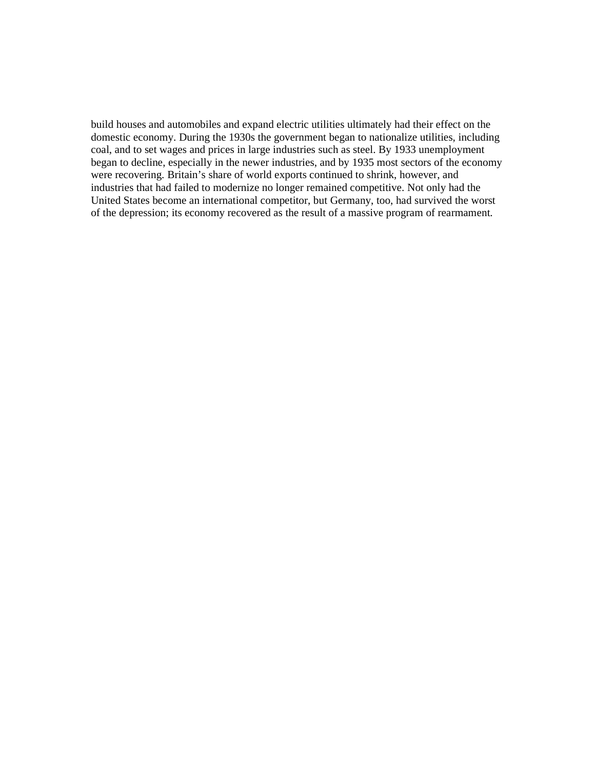build houses and automobiles and expand electric utilities ultimately had their effect on the domestic economy. During the 1930s the government began to nationalize utilities, including coal, and to set wages and prices in large industries such as steel. By 1933 unemployment began to decline, especially in the newer industries, and by 1935 most sectors of the economy were recovering. Britain's share of world exports continued to shrink, however, and industries that had failed to modernize no longer remained competitive. Not only had the United States become an international competitor, but Germany, too, had survived the worst of the depression; its economy recovered as the result of a massive program of rearmament.